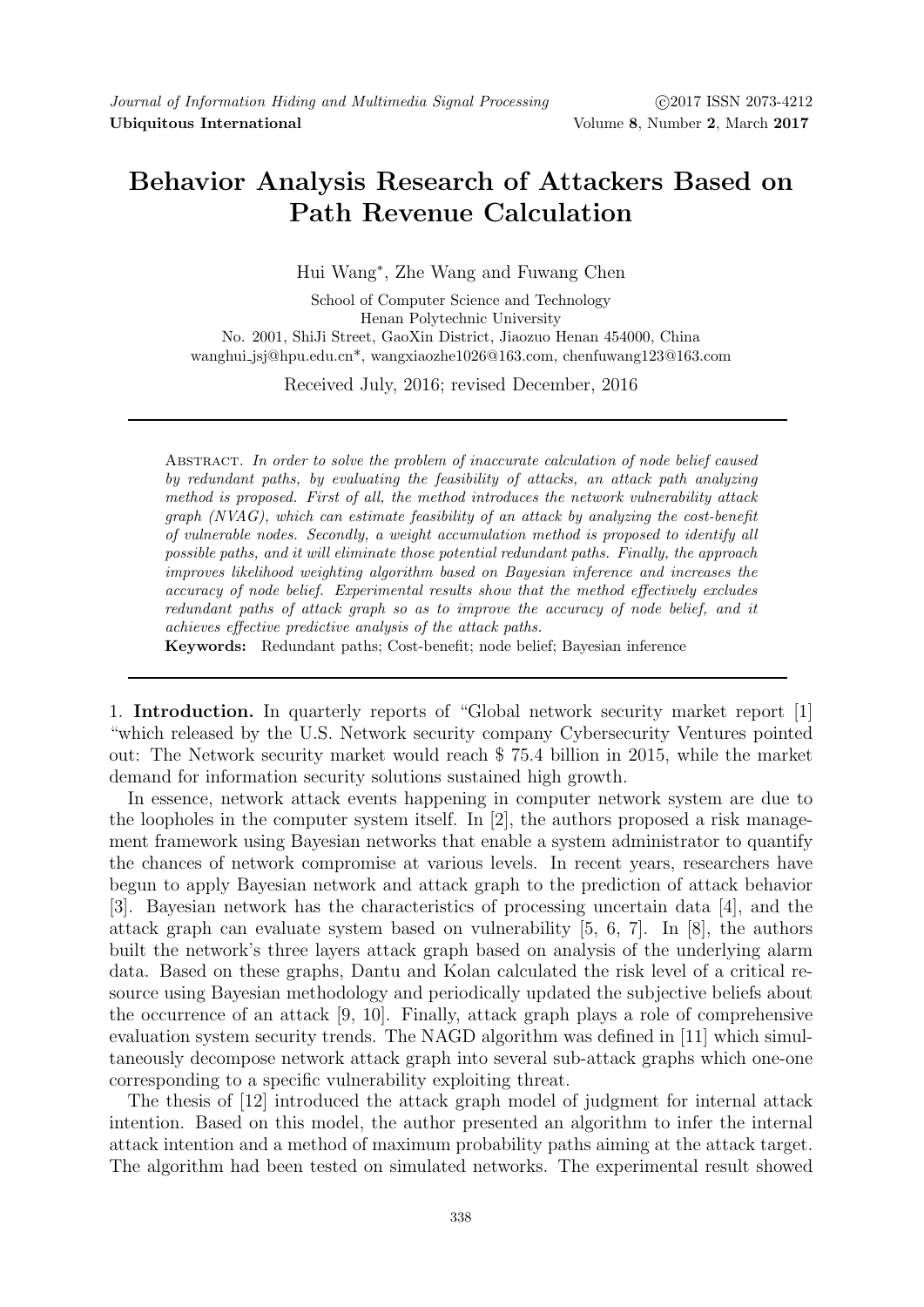# Behavior Analysis Research of Attackers Based on Path Revenue Calculation

Hui Wang*, Zhe Wang and Fuwang Chen

School of Computer Science and Technology
Henan Polytechnic University
No. 2001, ShiJi Street, GaoXin District, Jiaozuo Henan 454000, China
wanghui_jsj@hpu.edu.cn*, wangxiaozhe1026@163.com, chenfuwang123@163.com

Received July, 2016; revised December, 2016

Abstract. *In order to solve the problem of inaccurate calculation of node belief caused by redundant paths, by evaluating the feasibility of attacks, an attack path analyzing method is proposed. First of all, the method introduces the network vulnerability attack graph (NVAG), which can estimate feasibility of an attack by analyzing the cost-benefit of vulnerable nodes. Secondly, a weight accumulation method is proposed to identify all possible paths, and it will eliminate those potential redundant paths. Finally, the approach improves likelihood weighting algorithm based on Bayesian inference and increases the accuracy of node belief. Experimental results show that the method effectively excludes redundant paths of attack graph so as to improve the accuracy of node belief, and it achieves effective predictive analysis of the attack paths.*

**Keywords:** Redundant paths; Cost-benefit; node belief; Bayesian inference

1. **Introduction.** In quarterly reports of "Global network security market report [1] "which released by the U.S. Network security company Cybersecurity Ventures pointed out: The Network security market would reach $ 75.4 billion in 2015, while the market demand for information security solutions sustained high growth.

In essence, network attack events happening in computer network system are due to the loopholes in the computer system itself. In [2], the authors proposed a risk management framework using Bayesian networks that enable a system administrator to quantify the chances of network compromise at various levels. In recent years, researchers have begun to apply Bayesian network and attack graph to the prediction of attack behavior [3]. Bayesian network has the characteristics of processing uncertain data [4], and the attack graph can evaluate system based on vulnerability [5, 6, 7]. In [8], the authors built the network's three layers attack graph based on analysis of the underlying alarm data. Based on these graphs, Dantu and Kolan calculated the risk level of a critical resource using Bayesian methodology and periodically updated the subjective beliefs about the occurrence of an attack [9, 10]. Finally, attack graph plays a role of comprehensive evaluation system security trends. The NAGD algorithm was defined in [11] which simultaneously decompose network attack graph into several sub-attack graphs which one-one corresponding to a specific vulnerability exploiting threat.

The thesis of [12] introduced the attack graph model of judgment for internal attack intention. Based on this model, the author presented an algorithm to infer the internal attack intention and a method of maximum probability paths aiming at the attack target. The algorithm had been tested on simulated networks. The experimental result showed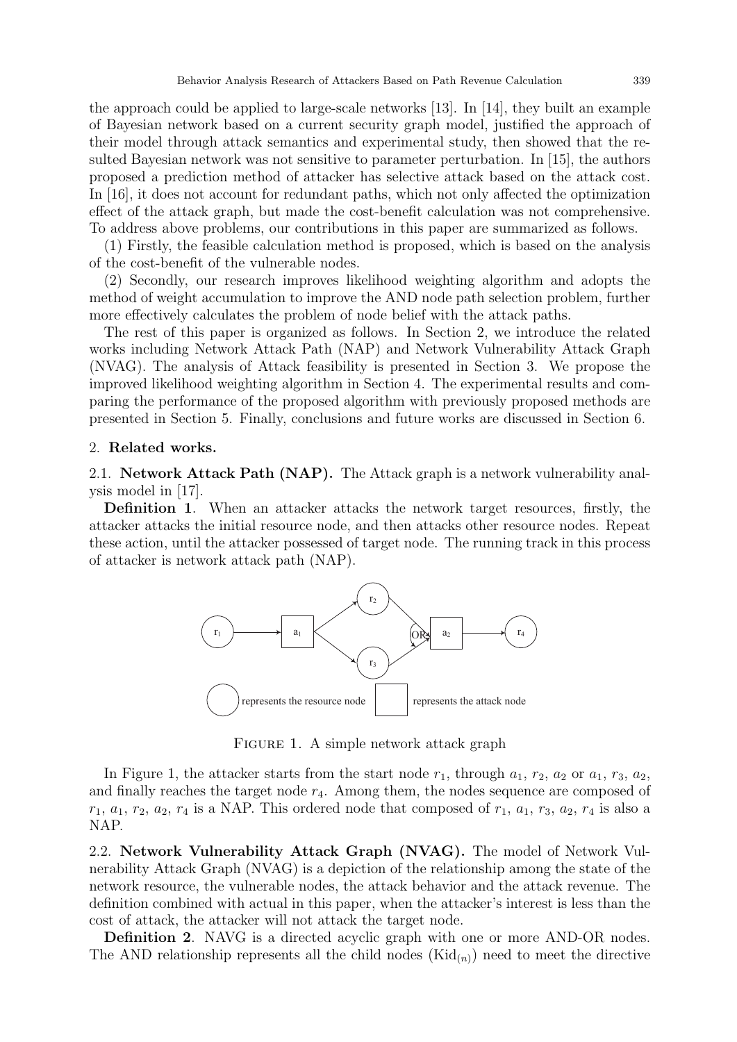the approach could be applied to large-scale networks [13]. In [14], they built an example of Bayesian network based on a current security graph model, justified the approach of their model through attack semantics and experimental study, then showed that the resulted Bayesian network was not sensitive to parameter perturbation. In [15], the authors proposed a prediction method of attacker has selective attack based on the attack cost. In [16], it does not account for redundant paths, which not only affected the optimization effect of the attack graph, but made the cost-benefit calculation was not comprehensive. To address above problems, our contributions in this paper are summarized as follows.

(1) Firstly, the feasible calculation method is proposed, which is based on the analysis of the cost-benefit of the vulnerable nodes.

(2) Secondly, our research improves likelihood weighting algorithm and adopts the method of weight accumulation to improve the AND node path selection problem, further more effectively calculates the problem of node belief with the attack paths.

The rest of this paper is organized as follows. In Section 2, we introduce the related works including Network Attack Path (NAP) and Network Vulnerability Attack Graph (NVAG). The analysis of Attack feasibility is presented in Section 3. We propose the improved likelihood weighting algorithm in Section 4. The experimental results and comparing the performance of the proposed algorithm with previously proposed methods are presented in Section 5. Finally, conclusions and future works are discussed in Section 6.

## 2. Related works.

### 2.1. Network Attack Path (NAP).

The Attack graph is a network vulnerability analysis model in [17].

**Definition 1**. When an attacker attacks the network target resources, firstly, the attacker attacks the initial resource node, and then attacks other resource nodes. Repeat these action, until the attacker possessed of target node. The running track in this process of attacker is network attack path (NAP).

Figure 1. A simple network attack graph

In Figure 1, the attacker starts from the start node $r_1$, through $a_1$, $r_2$, $a_2$ or $a_1$, $r_3$, $a_2$, and finally reaches the target node $r_4$. Among them, the nodes sequence are composed of $r_1$, $a_1$, $r_2$, $a_2$, $r_4$ is a NAP. This ordered node that composed of $r_1$, $a_1$, $r_3$, $a_2$, $r_4$ is also a NAP.

### 2.2. Network Vulnerability Attack Graph (NVAG).

The model of Network Vulnerability Attack Graph (NVAG) is a depiction of the relationship among the state of the network resource, the vulnerable nodes, the attack behavior and the attack revenue. The definition combined with actual in this paper, when the attacker's interest is less than the cost of attack, the attacker will not attack the target node.

**Definition 2**. NAVG is a directed acyclic graph with one or more AND-OR nodes. The AND relationship represents all the child nodes ($\mathrm{Kid}_{(n)}$) need to meet the directive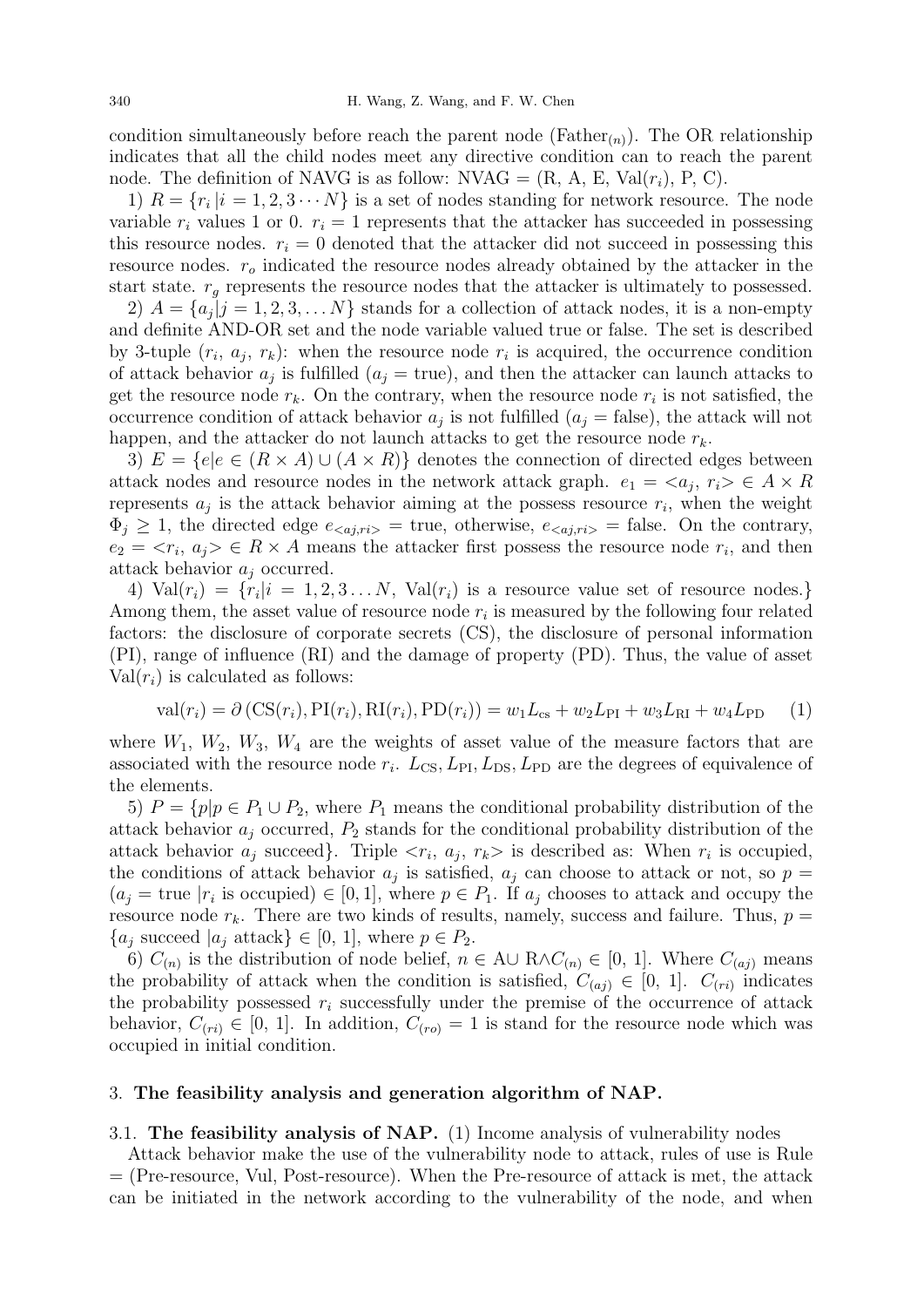condition simultaneously before reach the parent node ($\text{Father}_{(n)}$). The OR relationship indicates that all the child nodes meet any directive condition can to reach the parent node. The definition of NAVG is as follow: NVAG = (R, A, E, Val($r_i$), P, C).

1) $R = \{r_i \,|i = 1, 2, 3 \cdots N\}$ is a set of nodes standing for network resource. The node variable $r_i$ values 1 or 0. $r_i = 1$ represents that the attacker has succeeded in possessing this resource nodes. $r_i = 0$ denoted that the attacker did not succeed in possessing this resource nodes. $r_o$ indicated the resource nodes already obtained by the attacker in the start state. $r_g$ represents the resource nodes that the attacker is ultimately to possessed.

2) $A = \{a_j | j = 1, 2, 3, \ldots N\}$ stands for a collection of attack nodes, it is a non-empty and definite AND-OR set and the node variable valued true or false. The set is described by 3-tuple ($r_i$, $a_j$, $r_k$): when the resource node $r_i$ is acquired, the occurrence condition of attack behavior $a_j$ is fulfilled ($a_j$ = true), and then the attacker can launch attacks to get the resource node $r_k$. On the contrary, when the resource node $r_i$ is not satisfied, the occurrence condition of attack behavior $a_j$ is not fulfilled ($a_j$ = false), the attack will not happen, and the attacker do not launch attacks to get the resource node $r_k$.

3) $E = \{e | e \in (R \times A) \cup (A \times R)\}$ denotes the connection of directed edges between attack nodes and resource nodes in the network attack graph. $e_1 = \langle a_j, r_i \rangle \in A \times R$ represents $a_j$ is the attack behavior aiming at the possess resource $r_i$, when the weight $\Phi_j \geq 1$, the directed edge $e_{<aj,ri>}$ = true, otherwise, $e_{<aj,ri>}$ = false. On the contrary, $e_2 = \langle r_i, a_j \rangle \in R \times A$ means the attacker first possess the resource node $r_i$, and then attack behavior $a_j$ occurred.

4) $\text{Val}(r_i) = \{r_i | i = 1, 2, 3 \ldots N$, $\text{Val}(r_i)$ is a resource value set of resource nodes.$\}$ Among them, the asset value of resource node $r_i$ is measured by the following four related factors: the disclosure of corporate secrets (CS), the disclosure of personal information (PI), range of influence (RI) and the damage of property (PD). Thus, the value of asset $\text{Val}(r_i)$ is calculated as follows:

$$\text{val}(r_i) = \partial\left(\text{CS}(r_i), \text{PI}(r_i), \text{RI}(r_i), \text{PD}(r_i)\right) = w_1 L_{\text{cs}} + w_2 L_{\text{PI}} + w_3 L_{\text{RI}} + w_4 L_{\text{PD}} \quad (1)$$

where $W_1$, $W_2$, $W_3$, $W_4$ are the weights of asset value of the measure factors that are associated with the resource node $r_i$. $L_{\text{CS}}$, $L_{\text{PI}}$, $L_{\text{DS}}$, $L_{\text{PD}}$ are the degrees of equivalence of the elements.

5) $P = \{p | p \in P_1 \cup P_2$, where $P_1$ means the conditional probability distribution of the attack behavior $a_j$ occurred, $P_2$ stands for the conditional probability distribution of the attack behavior $a_j$ succeed$\}$. Triple $\langle r_i, a_j, r_k \rangle$ is described as: When $r_i$ is occupied, the conditions of attack behavior $a_j$ is satisfied, $a_j$ can choose to attack or not, so $p = (a_j = \text{true} \,|r_i \text{ is occupied}) \in [0, 1]$, where $p \in P_1$. If $a_j$ chooses to attack and occupy the resource node $r_k$. There are two kinds of results, namely, success and failure. Thus, $p = \{a_j \text{ succeed } |a_j \text{ attack}\} \in [0, 1]$, where $p \in P_2$.

6) $C_{(n)}$ is the distribution of node belief, $n \in \text{A} \cup \text{R} \wedge C_{(n)} \in [0, 1]$. Where $C_{(aj)}$ means the probability of attack when the condition is satisfied, $C_{(aj)} \in [0, 1]$. $C_{(ri)}$ indicates the probability possessed $r_i$ successfully under the premise of the occurrence of attack behavior, $C_{(ri)} \in [0, 1]$. In addition, $C_{(ro)} = 1$ is stand for the resource node which was occupied in initial condition.

## 3. The feasibility analysis and generation algorithm of NAP.

**3.1. The feasibility analysis of NAP.** (1) Income analysis of vulnerability nodes

Attack behavior make the use of the vulnerability node to attack, rules of use is Rule = (Pre-resource, Vul, Post-resource). When the Pre-resource of attack is met, the attack can be initiated in the network according to the vulnerability of the node, and when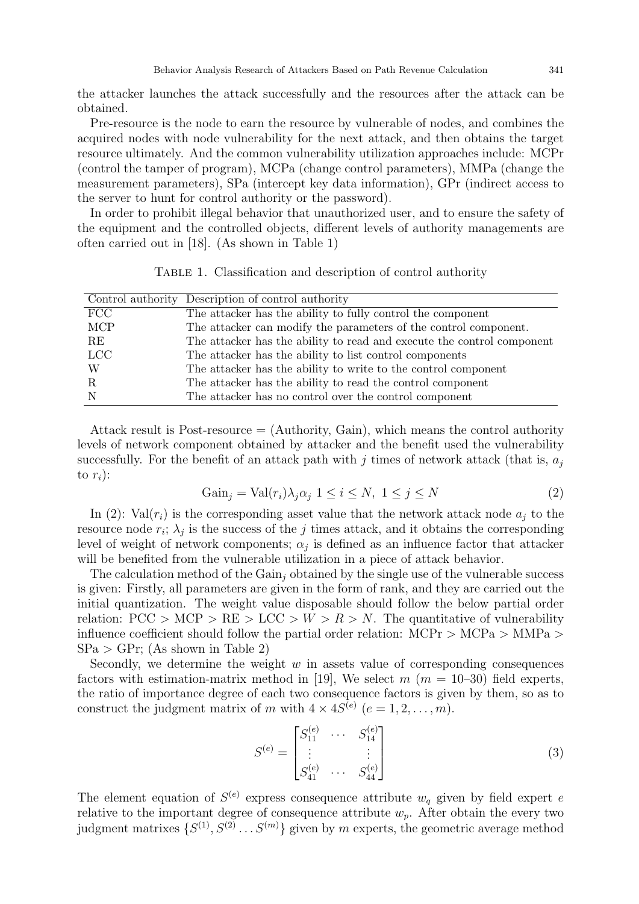the attacker launches the attack successfully and the resources after the attack can be obtained.

Pre-resource is the node to earn the resource by vulnerable of nodes, and combines the acquired nodes with node vulnerability for the next attack, and then obtains the target resource ultimately. And the common vulnerability utilization approaches include: MCPr (control the tamper of program), MCPa (change control parameters), MMPa (change the measurement parameters), SPa (intercept key data information), GPr (indirect access to the server to hunt for control authority or the password).

In order to prohibit illegal behavior that unauthorized user, and to ensure the safety of the equipment and the controlled objects, different levels of authority managements are often carried out in [18]. (As shown in Table 1)

Table 1. Classification and description of control authority

| Control authority | Description of control authority |
|---|---|
| FCC | The attacker has the ability to fully control the component |
| MCP | The attacker can modify the parameters of the control component. |
| RE | The attacker has the ability to read and execute the control component |
| LCC | The attacker has the ability to list control components |
| W | The attacker has the ability to write to the control component |
| R | The attacker has the ability to read the control component |
| N | The attacker has no control over the control component |

Attack result is Post-resource = (Authority, Gain), which means the control authority levels of network component obtained by attacker and the benefit used the vulnerability successfully. For the benefit of an attack path with $j$ times of network attack (that is, $a_j$ to $r_i$):

$$\text{Gain}_j = \text{Val}(r_i)\lambda_j\alpha_j \;\; 1 \leq i \leq N, \;\; 1 \leq j \leq N \tag{2}$$

In (2): $\text{Val}(r_i)$ is the corresponding asset value that the network attack node $a_j$ to the resource node $r_i$; $\lambda_j$ is the success of the $j$ times attack, and it obtains the corresponding level of weight of network components; $\alpha_j$ is defined as an influence factor that attacker will be benefited from the vulnerable utilization in a piece of attack behavior.

The calculation method of the $\text{Gain}_j$ obtained by the single use of the vulnerable success is given: Firstly, all parameters are given in the form of rank, and they are carried out the initial quantization. The weight value disposable should follow the below partial order relation: PCC > MCP > RE > LCC > $W$ > $R$ > $N$. The quantitative of vulnerability influence coefficient should follow the partial order relation: MCPr > MCPa > MMPa > SPa > GPr; (As shown in Table 2)

Secondly, we determine the weight $w$ in assets value of corresponding consequences factors with estimation-matrix method in [19], We select $m$ ($m$ = 10–30) field experts, the ratio of importance degree of each two consequence factors is given by them, so as to construct the judgment matrix of $m$ with $4 \times 4S^{(e)}$ ($e = 1, 2, \ldots, m$).

$$S^{(e)} = \begin{bmatrix} S_{11}^{(e)} & \cdots & S_{14}^{(e)} \\ \vdots & & \vdots \\ S_{41}^{(e)} & \cdots & S_{44}^{(e)} \end{bmatrix} \tag{3}$$

The element equation of $S^{(e)}$ express consequence attribute $w_q$ given by field expert $e$ relative to the important degree of consequence attribute $w_p$. After obtain the every two judgment matrixes $\{S^{(1)}, S^{(2)} \ldots S^{(m)}\}$ given by $m$ experts, the geometric average method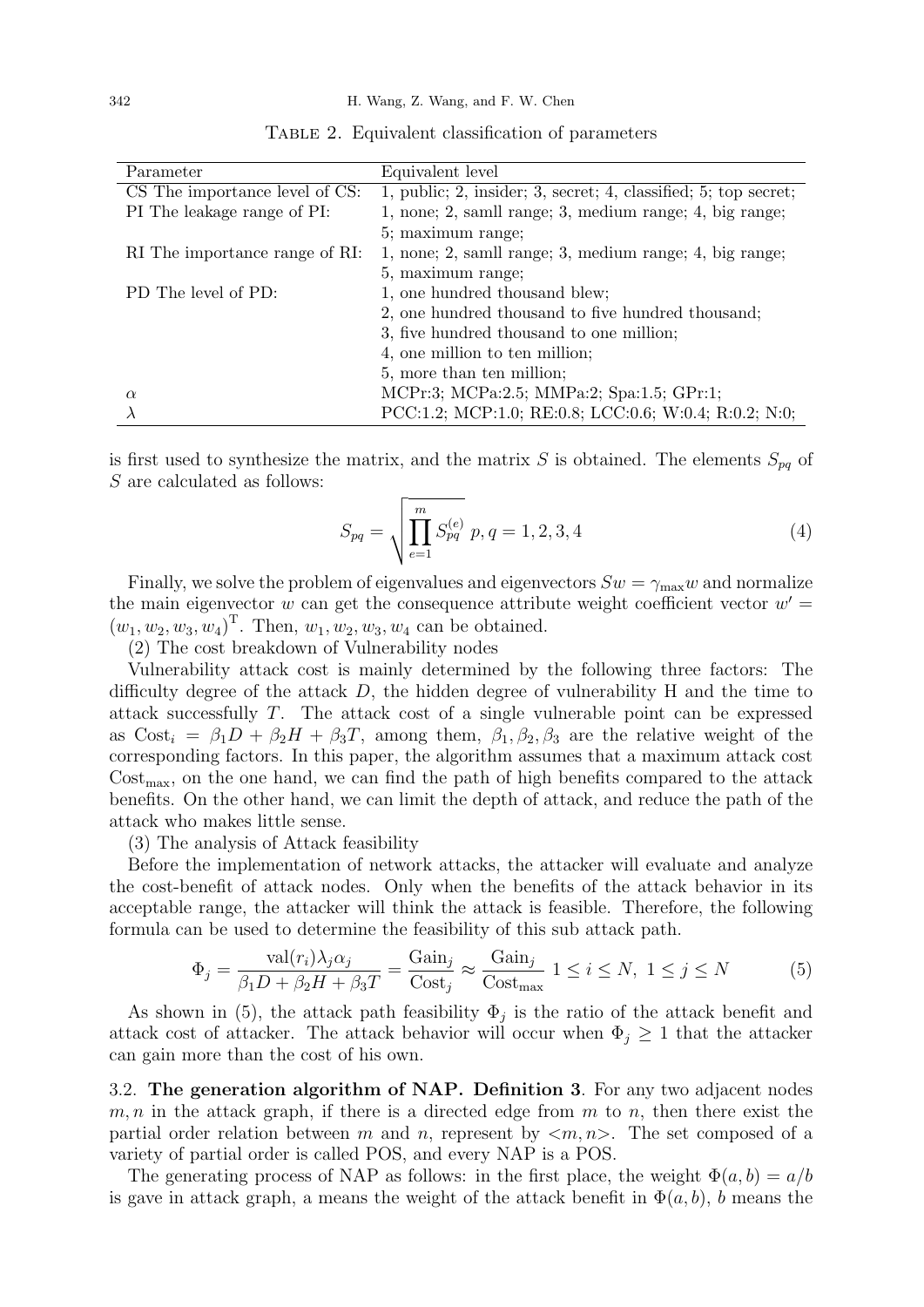Table 2. Equivalent classification of parameters

| Parameter | Equivalent level |
|---|---|
| CS The importance level of CS: | 1, public; 2, insider; 3, secret; 4, classified; 5; top secret; |
| PI The leakage range of PI: | 1, none; 2, samll range; 3, medium range; 4, big range; 5; maximum range; |
| RI The importance range of RI: | 1, none; 2, samll range; 3, medium range; 4, big range; 5, maximum range; |
| PD The level of PD: | 1, one hundred thousand blew; 2, one hundred thousand to five hundred thousand; 3, five hundred thousand to one million; 4, one million to ten million; 5, more than ten million; |
| $\alpha$ | MCPr:3; MCPa:2.5; MMPa:2; Spa:1.5; GPr:1; |
| $\lambda$ | PCC:1.2; MCP:1.0; RE:0.8; LCC:0.6; W:0.4; R:0.2; N:0; |

is first used to synthesize the matrix, and the matrix $S$ is obtained. The elements $S_{pq}$ of $S$ are calculated as follows:

$$S_{pq} = \sqrt{\prod_{e=1}^{m} S_{pq}^{(e)}} \; p, q = 1, 2, 3, 4 \tag{4}$$

Finally, we solve the problem of eigenvalues and eigenvectors $Sw = \gamma_{\max} w$ and normalize the main eigenvector $w$ can get the consequence attribute weight coefficient vector $w' = (w_1, w_2, w_3, w_4)^{\mathrm{T}}$. Then, $w_1, w_2, w_3, w_4$ can be obtained.

(2) The cost breakdown of Vulnerability nodes

Vulnerability attack cost is mainly determined by the following three factors: The difficulty degree of the attack $D$, the hidden degree of vulnerability H and the time to attack successfully $T$. The attack cost of a single vulnerable point can be expressed as $\text{Cost}_i = \beta_1 D + \beta_2 H + \beta_3 T$, among them, $\beta_1, \beta_2, \beta_3$ are the relative weight of the corresponding factors. In this paper, the algorithm assumes that a maximum attack cost $\text{Cost}_{\max}$, on the one hand, we can find the path of high benefits compared to the attack benefits. On the other hand, we can limit the depth of attack, and reduce the path of the attack who makes little sense.

(3) The analysis of Attack feasibility

Before the implementation of network attacks, the attacker will evaluate and analyze the cost-benefit of attack nodes. Only when the benefits of the attack behavior in its acceptable range, the attacker will think the attack is feasible. Therefore, the following formula can be used to determine the feasibility of this sub attack path.

$$\Phi_j = \frac{\text{val}(r_i)\lambda_j \alpha_j}{\beta_1 D + \beta_2 H + \beta_3 T} = \frac{\text{Gain}_j}{\text{Cost}_j} \approx \frac{\text{Gain}_j}{\text{Cost}_{\max}} \; 1 \leq i \leq N, \; 1 \leq j \leq N \tag{5}$$

As shown in (5), the attack path feasibility $\Phi_j$ is the ratio of the attack benefit and attack cost of attacker. The attack behavior will occur when $\Phi_j \geq 1$ that the attacker can gain more than the cost of his own.

### 3.2. The generation algorithm of NAP.

**Definition 3**. For any two adjacent nodes $m, n$ in the attack graph, if there is a directed edge from $m$ to $n$, then there exist the partial order relation between $m$ and $n$, represent by $<m, n>$. The set composed of a variety of partial order is called POS, and every NAP is a POS.

The generating process of NAP as follows: in the first place, the weight $\Phi(a, b) = a/b$ is gave in attack graph, a means the weight of the attack benefit in $\Phi(a, b)$, $b$ means the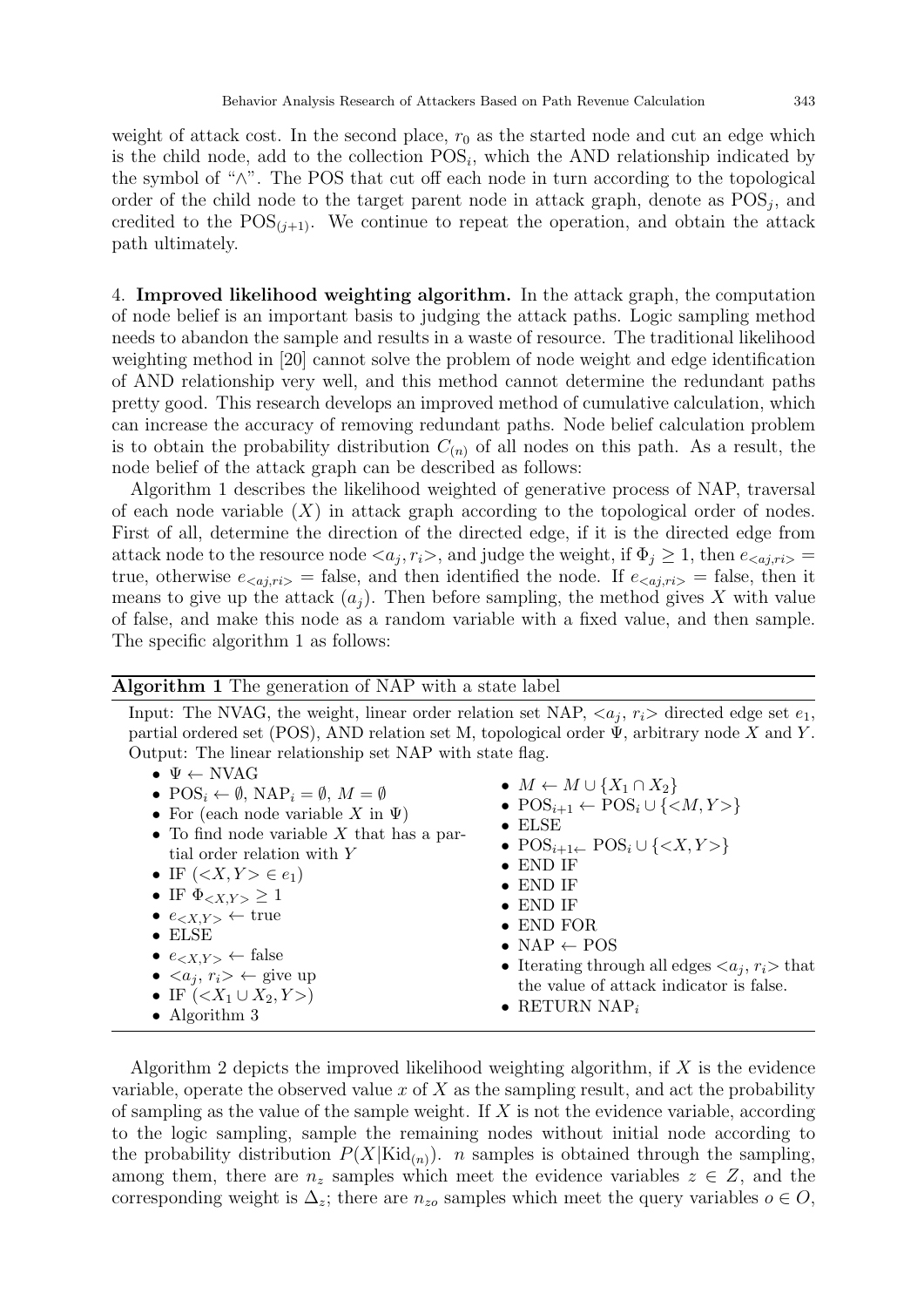weight of attack cost. In the second place, $r_0$ as the started node and cut an edge which is the child node, add to the collection $\mathrm{POS}_i$, which the AND relationship indicated by the symbol of "$\wedge$". The POS that cut off each node in turn according to the topological order of the child node to the target parent node in attack graph, denote as $\mathrm{POS}_j$, and credited to the $\mathrm{POS}_{(j+1)}$. We continue to repeat the operation, and obtain the attack path ultimately.

4. **Improved likelihood weighting algorithm.** In the attack graph, the computation of node belief is an important basis to judging the attack paths. Logic sampling method needs to abandon the sample and results in a waste of resource. The traditional likelihood weighting method in [20] cannot solve the problem of node weight and edge identification of AND relationship very well, and this method cannot determine the redundant paths pretty good. This research develops an improved method of cumulative calculation, which can increase the accuracy of removing redundant paths. Node belief calculation problem is to obtain the probability distribution $C_{(n)}$ of all nodes on this path. As a result, the node belief of the attack graph can be described as follows:

Algorithm 1 describes the likelihood weighted of generative process of NAP, traversal of each node variable ($X$) in attack graph according to the topological order of nodes. First of all, determine the direction of the directed edge, if it is the directed edge from attack node to the resource node $<a_j, r_i>$, and judge the weight, if $\Phi_j \geq 1$, then $e_{<aj,ri>} =$ true, otherwise $e_{<aj,ri>} =$ false, and then identified the node. If $e_{<aj,ri>} =$ false, then it means to give up the attack ($a_j$). Then before sampling, the method gives $X$ with value of false, and make this node as a random variable with a fixed value, and then sample. The specific algorithm 1 as follows:

**Algorithm 1** The generation of NAP with a state label

Input: The NVAG, the weight, linear order relation set NAP, $<a_j, r_i>$ directed edge set $e_1$, partial ordered set (POS), AND relation set M, topological order $\Psi$, arbitrary node $X$ and $Y$.
Output: The linear relationship set NAP with state flag.

- $\Psi \leftarrow$ NVAG
- $\mathrm{POS}_i \leftarrow \emptyset$, $\mathrm{NAP}_i = \emptyset$, $M = \emptyset$
- For (each node variable $X$ in $\Psi$)
- To find node variable $X$ that has a partial order relation with $Y$
- IF ($<X, Y> \in e_1$)
- IF $\Phi_{<X,Y>} \geq 1$
- $e_{<X,Y>} \leftarrow$ true
- ELSE
- $e_{<X,Y>} \leftarrow$ false
- $<a_j, r_i> \leftarrow$ give up
- IF ($<X_1 \cup X_2, Y>$)
- Algorithm 3
- $M \leftarrow M \cup \{X_1 \cap X_2\}$
- $\mathrm{POS}_{i+1} \leftarrow \mathrm{POS}_i \cup \{<M, Y>\}$
- ELSE
- $\mathrm{POS}_{i+1\leftarrow}$ $\mathrm{POS}_i \cup \{<X, Y>\}$
- END IF
- END IF
- END IF
- END FOR
- NAP $\leftarrow$ POS
- Iterating through all edges $<a_j, r_i>$ that the value of attack indicator is false.
- RETURN $\mathrm{NAP}_i$

Algorithm 2 depicts the improved likelihood weighting algorithm, if $X$ is the evidence variable, operate the observed value $x$ of $X$ as the sampling result, and act the probability of sampling as the value of the sample weight. If $X$ is not the evidence variable, according to the logic sampling, sample the remaining nodes without initial node according to the probability distribution $P(X|\mathrm{Kid}_{(n)})$. $n$ samples is obtained through the sampling, among them, there are $n_z$ samples which meet the evidence variables $z \in Z$, and the corresponding weight is $\Delta_z$; there are $n_{zo}$ samples which meet the query variables $o \in O$,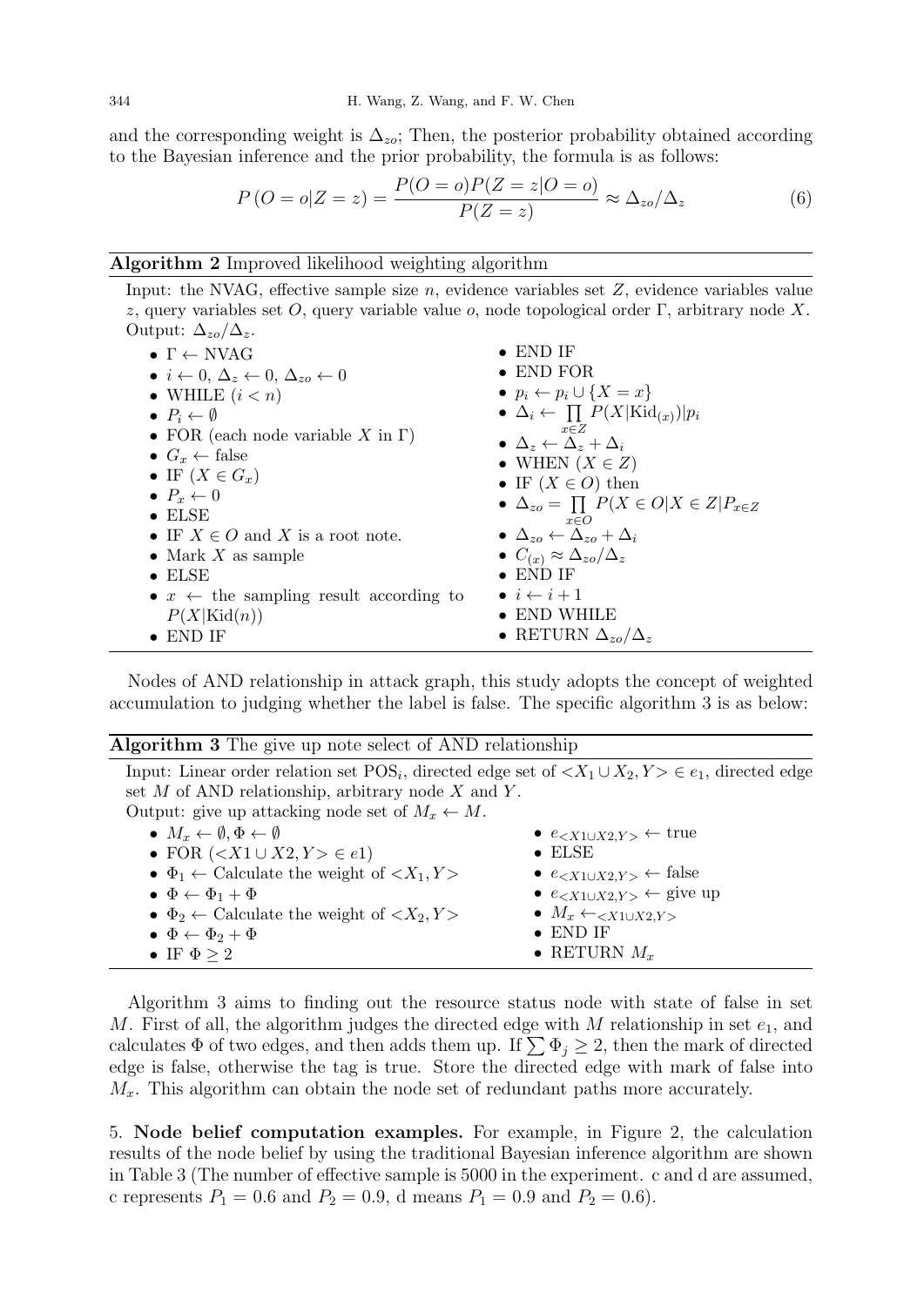and the corresponding weight is $\Delta_{zo}$; Then, the posterior probability obtained according to the Bayesian inference and the prior probability, the formula is as follows:

$$P(O = o|Z = z) = \frac{P(O = o)P(Z = z|O = o)}{P(Z = z)} \approx \Delta_{zo}/\Delta_z \tag{6}$$

**Algorithm 2** Improved likelihood weighting algorithm

Input: the NVAG, effective sample size $n$, evidence variables set $Z$, evidence variables value $z$, query variables set $O$, query variable value $o$, node topological order $\Gamma$, arbitrary node $X$.
Output: $\Delta_{zo}/\Delta_z$.

- $\Gamma \leftarrow$ NVAG
- $i \leftarrow 0$, $\Delta_z \leftarrow 0$, $\Delta_{zo} \leftarrow 0$
- WHILE $(i < n)$
- $P_i \leftarrow \emptyset$
- FOR (each node variable $X$ in $\Gamma$)
- $G_x \leftarrow$ false
- IF $(X \in G_x)$
- $P_x \leftarrow 0$
- ELSE
- IF $X \in O$ and $X$ is a root note.
- Mark $X$ as sample
- ELSE
- $x \leftarrow$ the sampling result according to $P(X|\text{Kid}(n))$
- END IF
- END IF
- END FOR
- $p_i \leftarrow p_i \cup \{X = x\}$
- $\Delta_i \leftarrow \prod_{x \in Z} P(X|\text{Kid}_{(x)})|p_i$
- $\Delta_z \leftarrow \Delta_z + \Delta_i$
- WHEN $(X \in Z)$
- IF $(X \in O)$ then
- $\Delta_{zo} = \prod_{x \in O} P(X \in O|X \in Z|P_{x \in Z}$
- $\Delta_{zo} \leftarrow \Delta_{zo} + \Delta_i$
- $C_{(x)} \approx \Delta_{zo}/\Delta_z$
- END IF
- $i \leftarrow i + 1$
- END WHILE
- RETURN $\Delta_{zo}/\Delta_z$

Nodes of AND relationship in attack graph, this study adopts the concept of weighted accumulation to judging whether the label is false. The specific algorithm 3 is as below:

**Algorithm 3** The give up note select of AND relationship

Input: Linear order relation set $\text{POS}_i$, directed edge set of $<X_1 \cup X_2, Y> \in e_1$, directed edge set $M$ of AND relationship, arbitrary node $X$ and $Y$.
Output: give up attacking node set of $M_x \leftarrow M$.

- $M_x \leftarrow \emptyset, \Phi \leftarrow \emptyset$
- FOR $(<X1 \cup X2, Y> \in e1)$
- $\Phi_1 \leftarrow$ Calculate the weight of $<X_1, Y>$
- $\Phi \leftarrow \Phi_1 + \Phi$
- $\Phi_2 \leftarrow$ Calculate the weight of $<X_2, Y>$
- $\Phi \leftarrow \Phi_2 + \Phi$
- IF $\Phi \geq 2$
- $e_{<X1 \cup X2, Y>} \leftarrow$ true
- ELSE
- $e_{<X1 \cup X2, Y>} \leftarrow$ false
- $e_{<X1 \cup X2, Y>} \leftarrow$ give up
- $M_x \leftarrow_{<X1 \cup X2, Y>}$
- END IF
- RETURN $M_x$

Algorithm 3 aims to finding out the resource status node with state of false in set $M$. First of all, the algorithm judges the directed edge with $M$ relationship in set $e_1$, and calculates $\Phi$ of two edges, and then adds them up. If $\sum \Phi_j \geq 2$, then the mark of directed edge is false, otherwise the tag is true. Store the directed edge with mark of false into $M_x$. This algorithm can obtain the node set of redundant paths more accurately.

5. **Node belief computation examples.** For example, in Figure 2, the calculation results of the node belief by using the traditional Bayesian inference algorithm are shown in Table 3 (The number of effective sample is 5000 in the experiment. c and d are assumed, c represents $P_1 = 0.6$ and $P_2 = 0.9$, d means $P_1 = 0.9$ and $P_2 = 0.6$).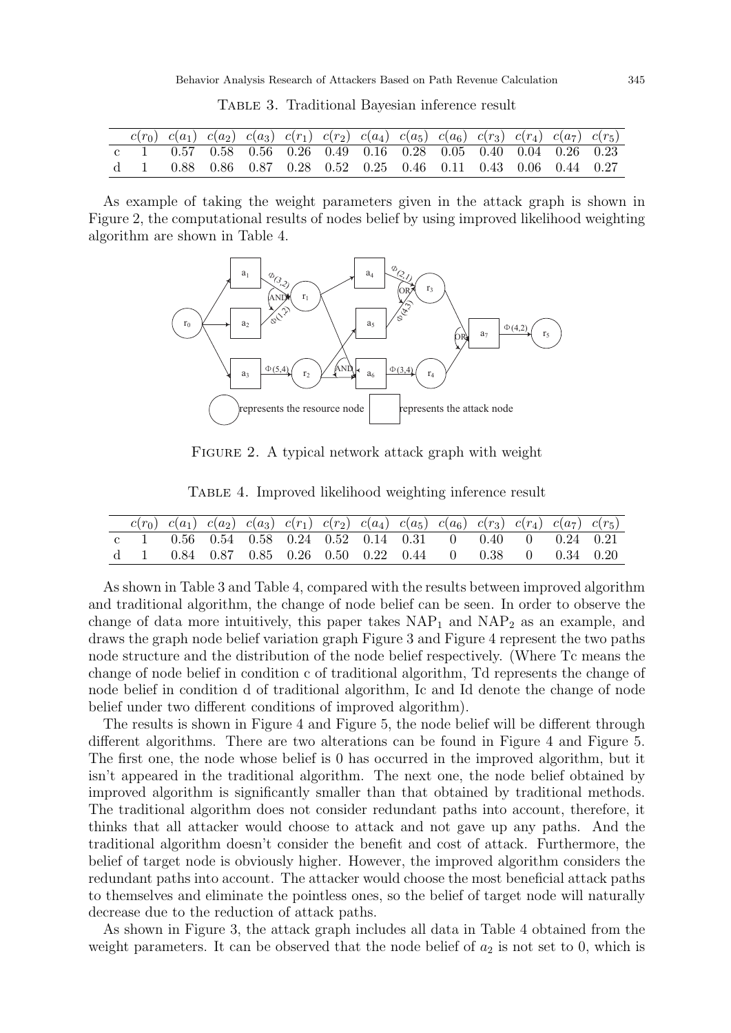Table 3. Traditional Bayesian inference result

| | $c(r_0)$ | $c(a_1)$ | $c(a_2)$ | $c(a_3)$ | $c(r_1)$ | $c(r_2)$ | $c(a_4)$ | $c(a_5)$ | $c(a_6)$ | $c(r_3)$ | $c(r_4)$ | $c(a_7)$ | $c(r_5)$ |
|---|---|---|---|---|---|---|---|---|---|---|---|---|---|
| c | 1 | 0.57 | 0.58 | 0.56 | 0.26 | 0.49 | 0.16 | 0.28 | 0.05 | 0.40 | 0.04 | 0.26 | 0.23 |
| d | 1 | 0.88 | 0.86 | 0.87 | 0.28 | 0.52 | 0.25 | 0.46 | 0.11 | 0.43 | 0.06 | 0.44 | 0.27 |

As example of taking the weight parameters given in the attack graph is shown in Figure 2, the computational results of nodes belief by using improved likelihood weighting algorithm are shown in Table 4.

Figure 2. A typical network attack graph with weight

Table 4. Improved likelihood weighting inference result

| | $c(r_0)$ | $c(a_1)$ | $c(a_2)$ | $c(a_3)$ | $c(r_1)$ | $c(r_2)$ | $c(a_4)$ | $c(a_5)$ | $c(a_6)$ | $c(r_3)$ | $c(r_4)$ | $c(a_7)$ | $c(r_5)$ |
|---|---|---|---|---|---|---|---|---|---|---|---|---|---|
| c | 1 | 0.56 | 0.54 | 0.58 | 0.24 | 0.52 | 0.14 | 0.31 | 0 | 0.40 | 0 | 0.24 | 0.21 |
| d | 1 | 0.84 | 0.87 | 0.85 | 0.26 | 0.50 | 0.22 | 0.44 | 0 | 0.38 | 0 | 0.34 | 0.20 |

As shown in Table 3 and Table 4, compared with the results between improved algorithm and traditional algorithm, the change of node belief can be seen. In order to observe the change of data more intuitively, this paper takes $\text{NAP}_1$ and $\text{NAP}_2$ as an example, and draws the graph node belief variation graph Figure 3 and Figure 4 represent the two paths node structure and the distribution of the node belief respectively. (Where Tc means the change of node belief in condition c of traditional algorithm, Td represents the change of node belief in condition d of traditional algorithm, Ic and Id denote the change of node belief under two different conditions of improved algorithm).

The results is shown in Figure 4 and Figure 5, the node belief will be different through different algorithms. There are two alterations can be found in Figure 4 and Figure 5. The first one, the node whose belief is 0 has occurred in the improved algorithm, but it isn't appeared in the traditional algorithm. The next one, the node belief obtained by improved algorithm is significantly smaller than that obtained by traditional methods. The traditional algorithm does not consider redundant paths into account, therefore, it thinks that all attacker would choose to attack and not gave up any paths. And the traditional algorithm doesn't consider the benefit and cost of attack. Furthermore, the belief of target node is obviously higher. However, the improved algorithm considers the redundant paths into account. The attacker would choose the most beneficial attack paths to themselves and eliminate the pointless ones, so the belief of target node will naturally decrease due to the reduction of attack paths.

As shown in Figure 3, the attack graph includes all data in Table 4 obtained from the weight parameters. It can be observed that the node belief of $a_2$ is not set to 0, which is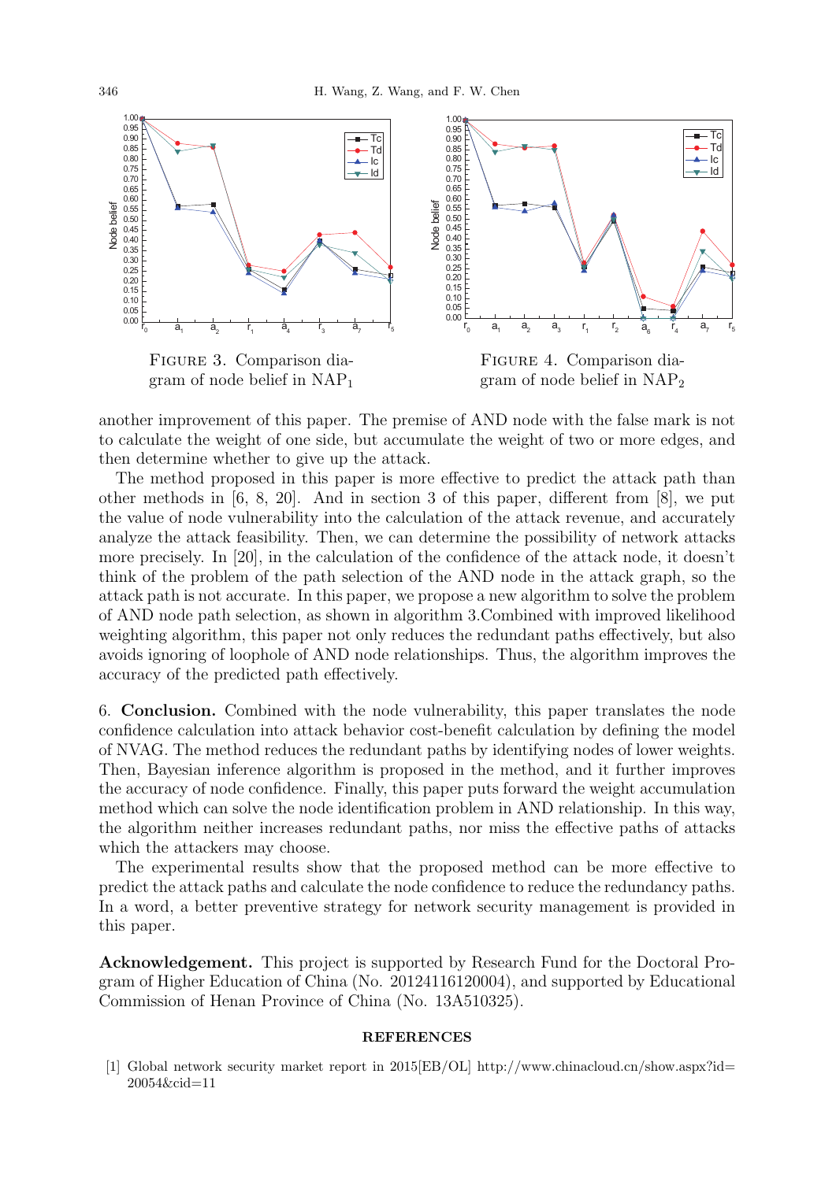FIGURE 3. Comparison diagram of node belief in $NAP_1$

FIGURE 4. Comparison diagram of node belief in $NAP_2$

another improvement of this paper. The premise of AND node with the false mark is not to calculate the weight of one side, but accumulate the weight of two or more edges, and then determine whether to give up the attack.

The method proposed in this paper is more effective to predict the attack path than other methods in [6, 8, 20]. And in section 3 of this paper, different from [8], we put the value of node vulnerability into the calculation of the attack revenue, and accurately analyze the attack feasibility. Then, we can determine the possibility of network attacks more precisely. In [20], in the calculation of the confidence of the attack node, it doesn't think of the problem of the path selection of the AND node in the attack graph, so the attack path is not accurate. In this paper, we propose a new algorithm to solve the problem of AND node path selection, as shown in algorithm 3.Combined with improved likelihood weighting algorithm, this paper not only reduces the redundant paths effectively, but also avoids ignoring of loophole of AND node relationships. Thus, the algorithm improves the accuracy of the predicted path effectively.

6. **Conclusion.** Combined with the node vulnerability, this paper translates the node confidence calculation into attack behavior cost-benefit calculation by defining the model of NVAG. The method reduces the redundant paths by identifying nodes of lower weights. Then, Bayesian inference algorithm is proposed in the method, and it further improves the accuracy of node confidence. Finally, this paper puts forward the weight accumulation method which can solve the node identification problem in AND relationship. In this way, the algorithm neither increases redundant paths, nor miss the effective paths of attacks which the attackers may choose.

The experimental results show that the proposed method can be more effective to predict the attack paths and calculate the node confidence to reduce the redundancy paths. In a word, a better preventive strategy for network security management is provided in this paper.

**Acknowledgement.** This project is supported by Research Fund for the Doctoral Program of Higher Education of China (No. 20124116120004), and supported by Educational Commission of Henan Province of China (No. 13A510325).

## REFERENCES

[1] Global network security market report in 2015[EB/OL] http://www.chinacloud.cn/show.aspx?id=20054&cid=11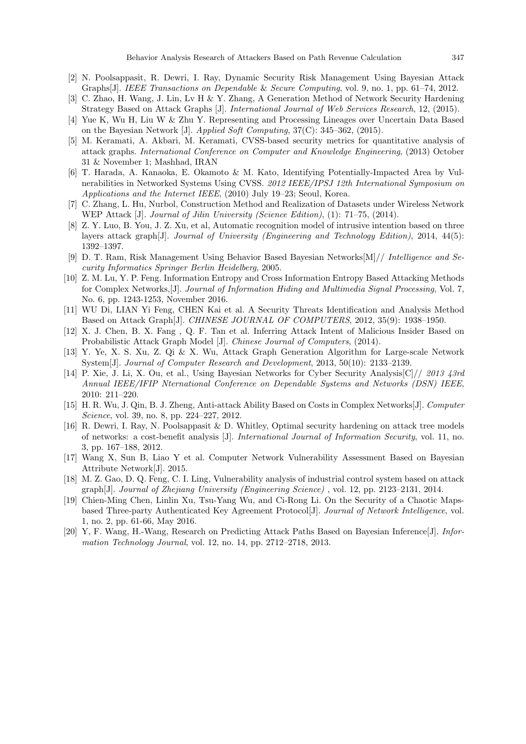[2] N. Poolsappasit, R. Dewri, I. Ray, Dynamic Security Risk Management Using Bayesian Attack Graphs[J]. *IEEE Transactions on Dependable & Secure Computing*, vol. 9, no. 1, pp. 61–74, 2012.

[3] C. Zhao, H. Wang, J. Lin, Lv H & Y. Zhang, A Generation Method of Network Security Hardening Strategy Based on Attack Graphs [J]. *International Journal of Web Services Research*, 12, (2015).

[4] Yue K, Wu H, Liu W & Zhu Y. Representing and Processing Lineages over Uncertain Data Based on the Bayesian Network [J]. *Applied Soft Computing*, 37(C): 345–362, (2015).

[5] M. Keramati, A. Akbari, M. Keramati, CVSS-based security metrics for quantitative analysis of attack graphs. *International Conference on Computer and Knowledge Engineering*, (2013) October 31 & November 1; Mashhad, IRAN

[6] T. Harada, A. Kanaoka, E. Okamoto & M. Kato, Identifying Potentially-Impacted Area by Vulnerabilities in Networked Systems Using CVSS. *2012 IEEE/IPSJ 12th International Symposium on Applications and the Internet IEEE*, (2010) July 19–23; Seoul, Korea.

[7] C. Zhang, L. Hu, Nurbol, Construction Method and Realization of Datasets under Wireless Network WEP Attack [J]. *Journal of Jilin University (Science Edition)*, (1): 71–75, (2014).

[8] Z. Y. Luo, B. You, J. Z. Xu, et al, Automatic recognition model of intrusive intention based on three layers attack graph[J]. *Journal of University (Engineering and Technology Edition)*, 2014, 44(5): 1392–1397.

[9] D. T. Ram, Risk Management Using Behavior Based Bayesian Networks[M]// *Intelligence and Security Informatics Springer Berlin Heidelberg*, 2005.

[10] Z. M. Lu, Y. P. Feng. Information Entropy and Cross Information Entropy Based Attacking Methods for Complex Networks,[J]. *Journal of Information Hiding and Multimedia Signal Processing*, Vol. 7, No. 6, pp. 1243-1253, November 2016.

[11] WU Di, LIAN Yi Feng, CHEN Kai et al. A Security Threats Identification and Analysis Method Based on Attack Graph[J]. *CHINESE JOURNAL OF COMPUTERS*, 2012, 35(9): 1938–1950.

[12] X. J. Chen, B. X. Fang , Q. F. Tan et al. Inferring Attack Intent of Malicious Insider Based on Probabilistic Attack Graph Model [J]. *Chinese Journal of Computers*, (2014).

[13] Y. Ye, X. S. Xu, Z. Qi & X. Wu, Attack Graph Generation Algorithm for Large-scale Network System[J]. *Journal of Computer Research and Development*, 2013, 50(10): 2133–2139.

[14] P. Xie, J. Li, X. Ou, et al., Using Bayesian Networks for Cyber Security Analysis[C]// *2013 43rd Annual IEEE/IFIP Nternational Conference on Dependable Systems and Networks (DSN) IEEE*, 2010: 211–220.

[15] H. R. Wu, J. Qin, B. J. Zheng, Anti-attack Ability Based on Costs in Complex Networks[J]. *Computer Science*, vol. 39, no. 8, pp. 224–227, 2012.

[16] R. Dewri, I. Ray, N. Poolsappasit & D. Whitley, Optimal security hardening on attack tree models of networks: a cost-benefit analysis [J]. *International Journal of Information Security*, vol. 11, no. 3, pp. 167–188, 2012.

[17] Wang X, Sun B, Liao Y et al. Computer Network Vulnerability Assessment Based on Bayesian Attribute Network[J]. 2015.

[18] M. Z. Gao, D. Q. Feng, C. I. Ling, Vulnerability analysis of industrial control system based on attack graph[J]. *Journal of Zhejiang University (Engineering Science)* , vol. 12, pp. 2123–2131, 2014.

[19] Chien-Ming Chen, Linlin Xu, Tsu-Yang Wu, and Ci-Rong Li. On the Security of a Chaotic Maps-based Three-party Authenticated Key Agreement Protocol[J]. *Journal of Network Intelligence*, vol. 1, no. 2, pp. 61-66, May 2016.

[20] Y, F. Wang, H.-Wang, Research on Predicting Attack Paths Based on Bayesian Inference[J]. *Information Technology Journal*, vol. 12, no. 14, pp. 2712–2718, 2013.